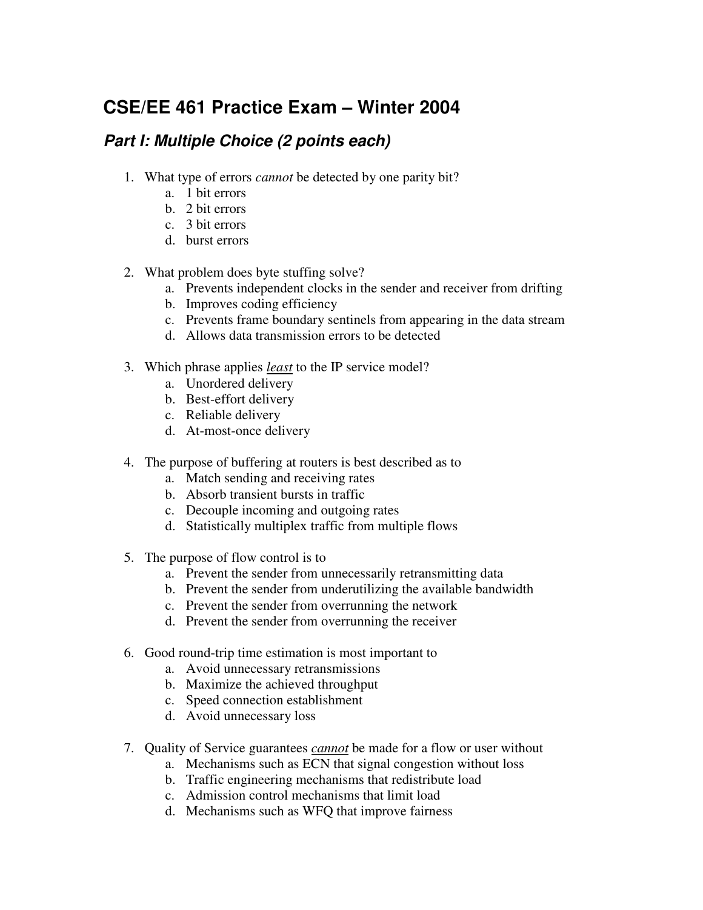# CSE/EE 461 Practice Exam – Winter 2004

## *Part I: Multiple Choice (2 points each)*

1. What type of errors *cannot* be detected by one parity bit?
   a. 1 bit errors
   b. 2 bit errors
   c. 3 bit errors
   d. burst errors

2. What problem does byte stuffing solve?
   a. Prevents independent clocks in the sender and receiver from drifting
   b. Improves coding efficiency
   c. Prevents frame boundary sentinels from appearing in the data stream
   d. Allows data transmission errors to be detected

3. Which phrase applies ***least*** to the IP service model?
   a. Unordered delivery
   b. Best-effort delivery
   c. Reliable delivery
   d. At-most-once delivery

4. The purpose of buffering at routers is best described as to
   a. Match sending and receiving rates
   b. Absorb transient bursts in traffic
   c. Decouple incoming and outgoing rates
   d. Statistically multiplex traffic from multiple flows

5. The purpose of flow control is to
   a. Prevent the sender from unnecessarily retransmitting data
   b. Prevent the sender from underutilizing the available bandwidth
   c. Prevent the sender from overrunning the network
   d. Prevent the sender from overrunning the receiver

6. Good round-trip time estimation is most important to
   a. Avoid unnecessary retransmissions
   b. Maximize the achieved throughput
   c. Speed connection establishment
   d. Avoid unnecessary loss

7. Quality of Service guarantees ***cannot*** be made for a flow or user without
   a. Mechanisms such as ECN that signal congestion without loss
   b. Traffic engineering mechanisms that redistribute load
   c. Admission control mechanisms that limit load
   d. Mechanisms such as WFQ that improve fairness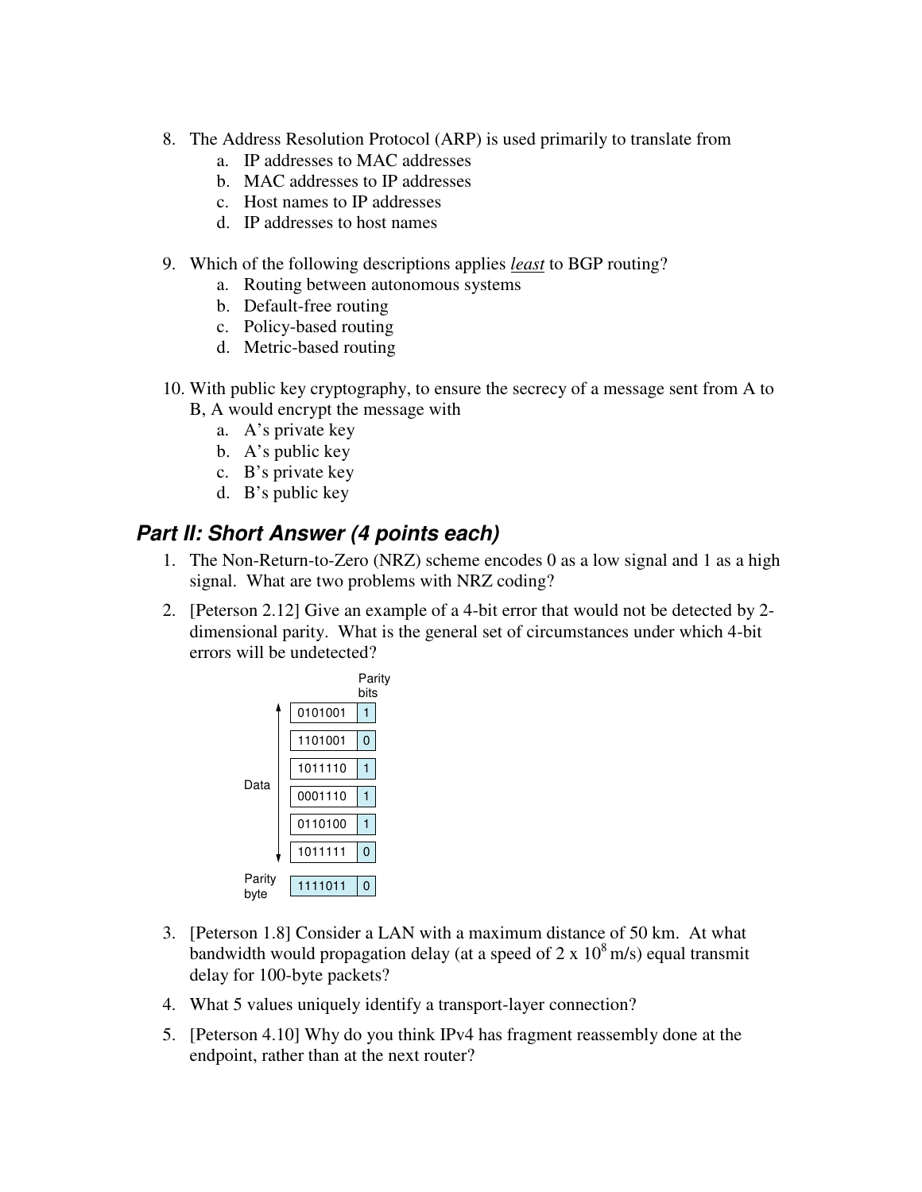8. The Address Resolution Protocol (ARP) is used primarily to translate from
   a. IP addresses to MAC addresses
   b. MAC addresses to IP addresses
   c. Host names to IP addresses
   d. IP addresses to host names

9. Which of the following descriptions applies *least* to BGP routing?
   a. Routing between autonomous systems
   b. Default-free routing
   c. Policy-based routing
   d. Metric-based routing

10. With public key cryptography, to ensure the secrecy of a message sent from A to B, A would encrypt the message with
    a. A's private key
    b. A's public key
    c. B's private key
    d. B's public key

## Part II: Short Answer (4 points each)

1. The Non-Return-to-Zero (NRZ) scheme encodes 0 as a low signal and 1 as a high signal. What are two problems with NRZ coding?

2. [Peterson 2.12] Give an example of a 4-bit error that would not be detected by 2-dimensional parity. What is the general set of circumstances under which 4-bit errors will be undetected?

| | Data | Parity bits |
|---|---|---|
| Data | 0101001 | 1 |
| | 1101001 | 0 |
| | 1011110 | 1 |
| | 0001110 | 1 |
| | 0110100 | 1 |
| | 1011111 | 0 |
| Parity byte | 1111011 | 0 |

3. [Peterson 1.8] Consider a LAN with a maximum distance of 50 km. At what bandwidth would propagation delay (at a speed of $2 \times 10^8$ m/s) equal transmit delay for 100-byte packets?

4. What 5 values uniquely identify a transport-layer connection?

5. [Peterson 4.10] Why do you think IPv4 has fragment reassembly done at the endpoint, rather than at the next router?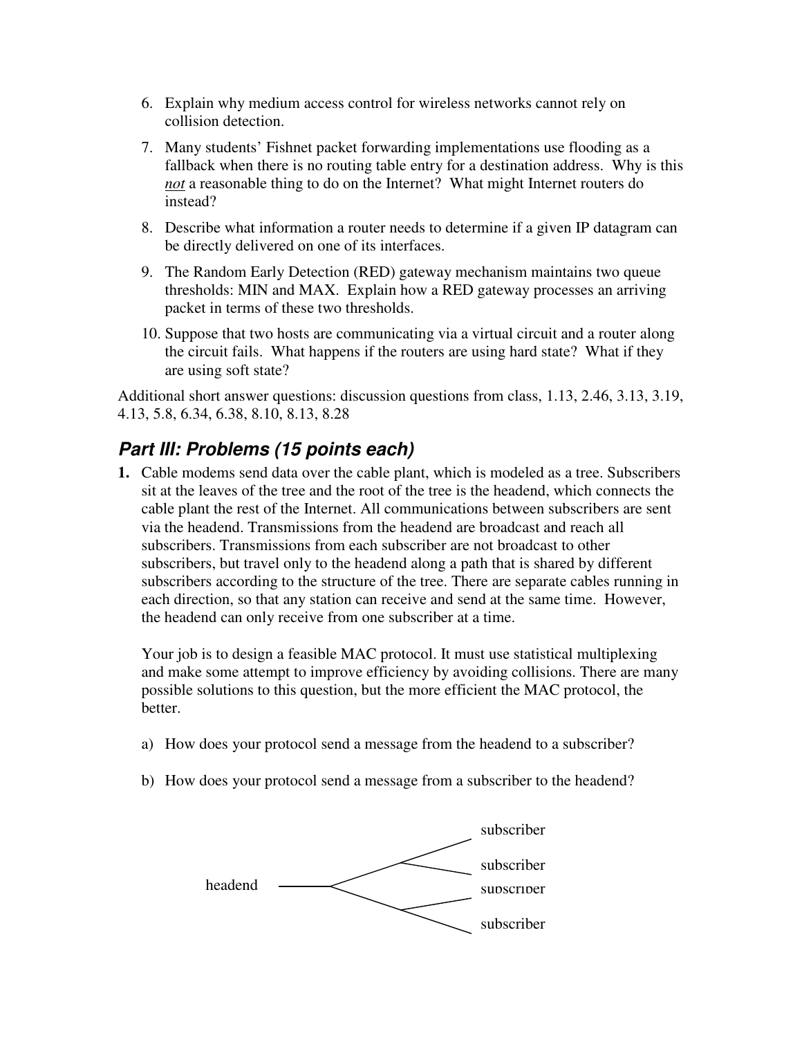6. Explain why medium access control for wireless networks cannot rely on collision detection.

7. Many students' Fishnet packet forwarding implementations use flooding as a fallback when there is no routing table entry for a destination address. Why is this *not* a reasonable thing to do on the Internet? What might Internet routers do instead?

8. Describe what information a router needs to determine if a given IP datagram can be directly delivered on one of its interfaces.

9. The Random Early Detection (RED) gateway mechanism maintains two queue thresholds: MIN and MAX. Explain how a RED gateway processes an arriving packet in terms of these two thresholds.

10. Suppose that two hosts are communicating via a virtual circuit and a router along the circuit fails. What happens if the routers are using hard state? What if they are using soft state?

Additional short answer questions: discussion questions from class, 1.13, 2.46, 3.13, 3.19, 4.13, 5.8, 6.34, 6.38, 8.10, 8.13, 8.28

## Part III: Problems (15 points each)

**1.** Cable modems send data over the cable plant, which is modeled as a tree. Subscribers sit at the leaves of the tree and the root of the tree is the headend, which connects the cable plant the rest of the Internet. All communications between subscribers are sent via the headend. Transmissions from the headend are broadcast and reach all subscribers. Transmissions from each subscriber are not broadcast to other subscribers, but travel only to the headend along a path that is shared by different subscribers according to the structure of the tree. There are separate cables running in each direction, so that any station can receive and send at the same time. However, the headend can only receive from one subscriber at a time.

Your job is to design a feasible MAC protocol. It must use statistical multiplexing and make some attempt to improve efficiency by avoiding collisions. There are many possible solutions to this question, but the more efficient the MAC protocol, the better.

a) How does your protocol send a message from the headend to a subscriber?

b) How does your protocol send a message from a subscriber to the headend?

headend — subscriber, subscriber, subscriber, subscriber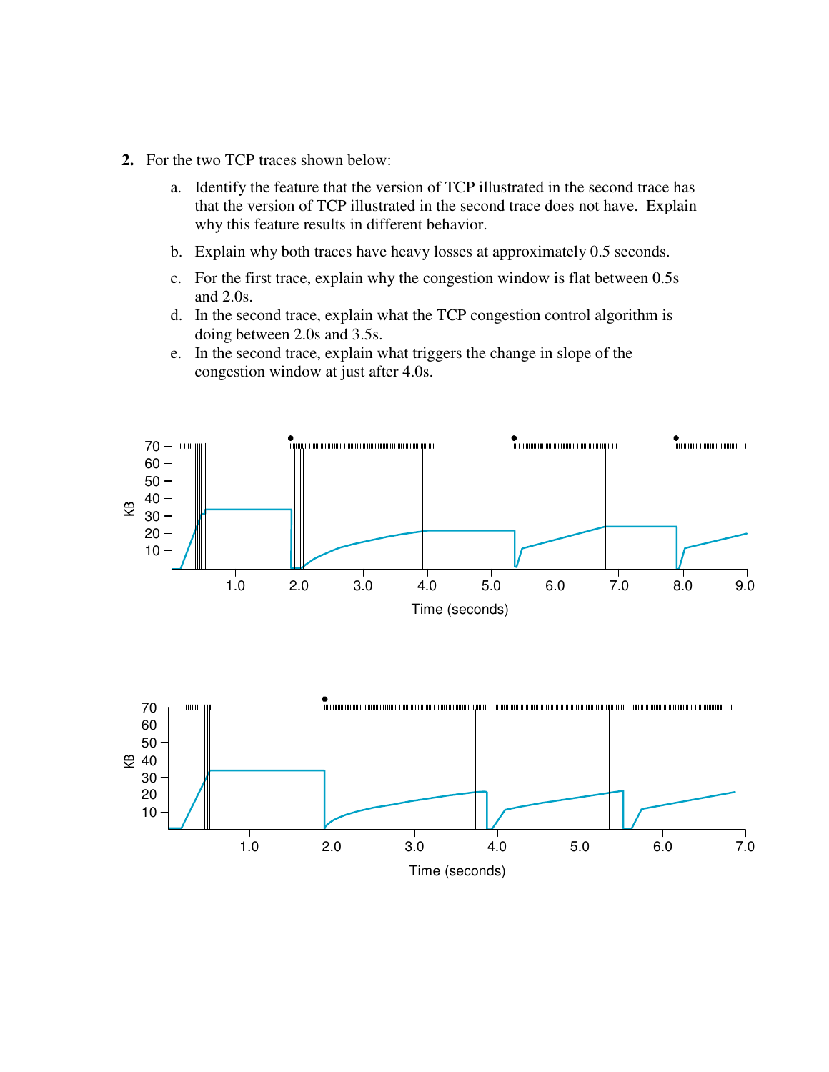**2.** For the two TCP traces shown below:

a. Identify the feature that the version of TCP illustrated in the second trace has that the version of TCP illustrated in the second trace does not have. Explain why this feature results in different behavior.

b. Explain why both traces have heavy losses at approximately 0.5 seconds.

c. For the first trace, explain why the congestion window is flat between 0.5s and 2.0s.

d. In the second trace, explain what the TCP congestion control algorithm is doing between 2.0s and 3.5s.

e. In the second trace, explain what triggers the change in slope of the congestion window at just after 4.0s.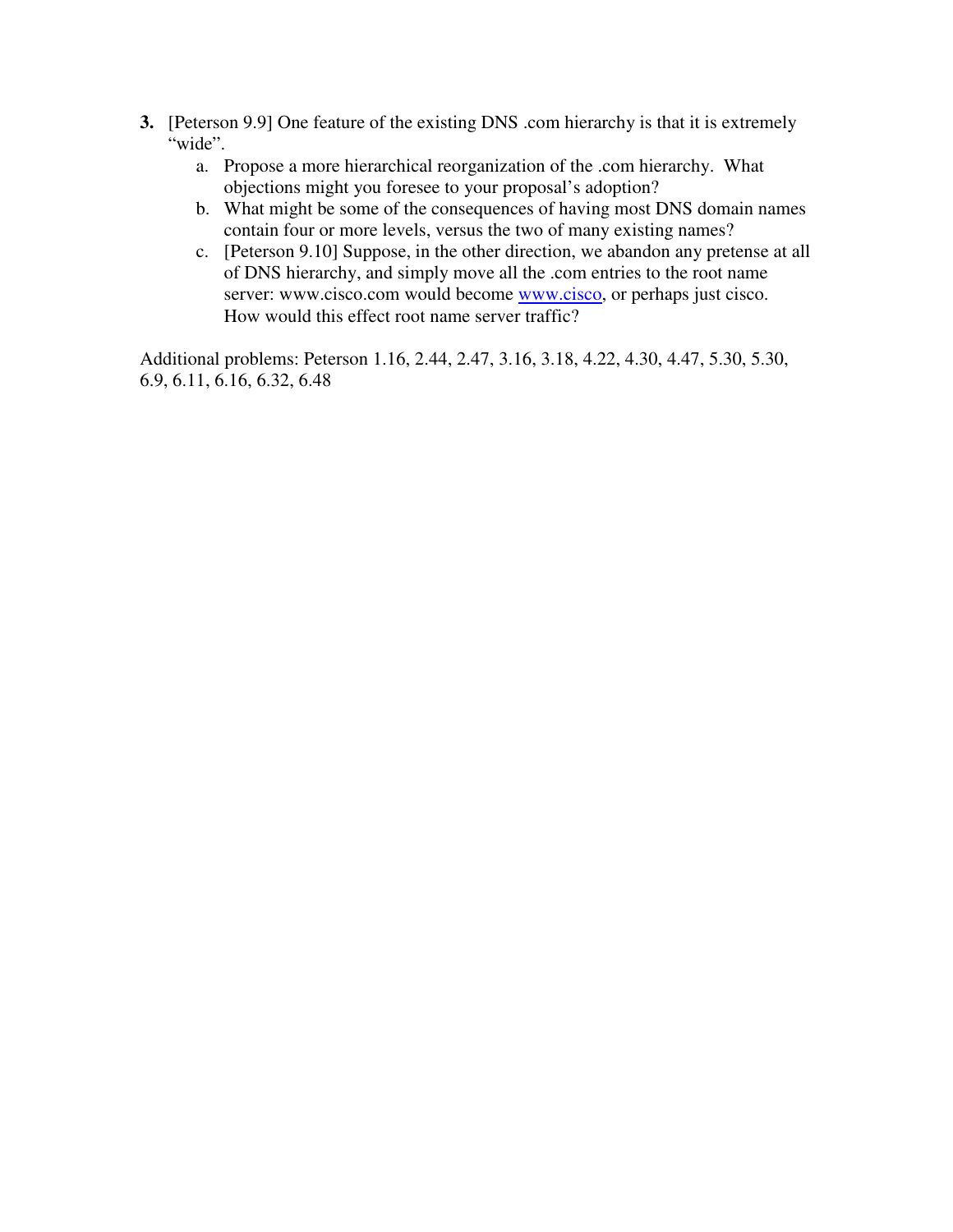**3.** [Peterson 9.9] One feature of the existing DNS .com hierarchy is that it is extremely "wide".

a. Propose a more hierarchical reorganization of the .com hierarchy. What objections might you foresee to your proposal's adoption?

b. What might be some of the consequences of having most DNS domain names contain four or more levels, versus the two of many existing names?

c. [Peterson 9.10] Suppose, in the other direction, we abandon any pretense at all of DNS hierarchy, and simply move all the .com entries to the root name server: www.cisco.com would become www.cisco, or perhaps just cisco. How would this effect root name server traffic?

Additional problems: Peterson 1.16, 2.44, 2.47, 3.16, 3.18, 4.22, 4.30, 4.47, 5.30, 5.30, 6.9, 6.11, 6.16, 6.32, 6.48